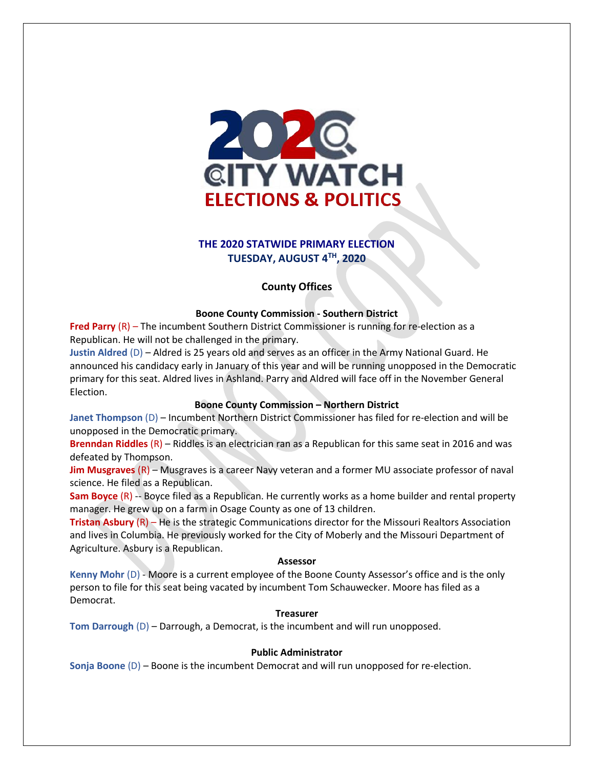# 2020 CITY WATCH ELECTIONS & POLITICS

## THE 2020 STATEWIDE PRIMARY ELECTION TUESDAY, AUGUST 4TH, 2020

### County Offices

#### Boone County Commission - Southern District

**Fred Parry** (R) – The incumbent Southern District Commissioner is running for re-election as a Republican. He will not be challenged in the primary.

**Justin Aldred** (D) – Aldred is 25 years old and serves as an officer in the Army National Guard. He announced his candidacy early in January of this year and will be running unopposed in the Democratic primary for this seat. Aldred lives in Ashland. Parry and Aldred will face off in the November General Election.

#### Boone County Commission – Northern District

**Janet Thompson** (D) – Incumbent Northern District Commissioner has filed for re-election and will be unopposed in the Democratic primary.

**Brenndan Riddles** (R) – Riddles is an electrician ran as a Republican for this same seat in 2016 and was defeated by Thompson.

**Jim Musgraves** (R) – Musgraves is a career Navy veteran and a former MU associate professor of naval science. He filed as a Republican.

**Sam Boyce** (R) -- Boyce filed as a Republican. He currently works as a home builder and rental property manager. He grew up on a farm in Osage County as one of 13 children.

**Tristan Asbury** (R) – He is the strategic Communications director for the Missouri Realtors Association and lives in Columbia. He previously worked for the City of Moberly and the Missouri Department of Agriculture. Asbury is a Republican.

#### Assessor

**Kenny Mohr** (D) - Moore is a current employee of the Boone County Assessor's office and is the only person to file for this seat being vacated by incumbent Tom Schauwecker. Moore has filed as a Democrat.

#### Treasurer

**Tom Darrough** (D) – Darrough, a Democrat, is the incumbent and will run unopposed.

#### Public Administrator

**Sonja Boone** (D) – Boone is the incumbent Democrat and will run unopposed for re-election.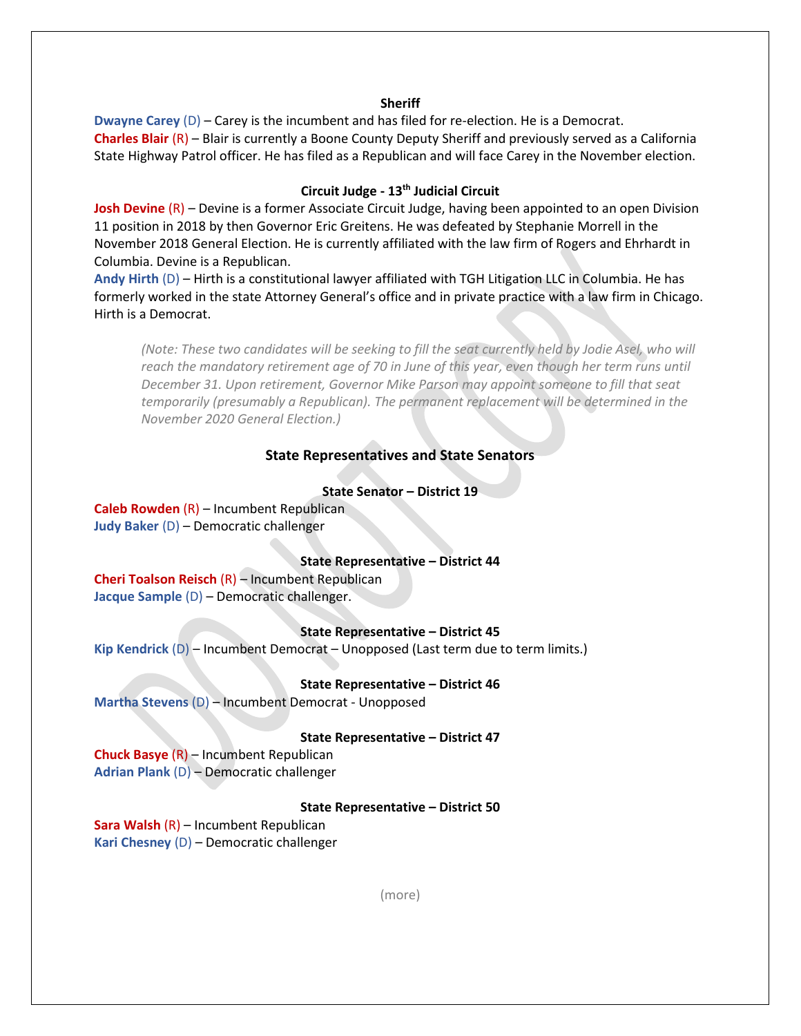### Sheriff

**Dwayne Carey** (D) – Carey is the incumbent and has filed for re-election. He is a Democrat.
**Charles Blair** (R) – Blair is currently a Boone County Deputy Sheriff and previously served as a California State Highway Patrol officer. He has filed as a Republican and will face Carey in the November election.

### Circuit Judge - 13th Judicial Circuit

**Josh Devine** (R) – Devine is a former Associate Circuit Judge, having been appointed to an open Division 11 position in 2018 by then Governor Eric Greitens. He was defeated by Stephanie Morrell in the November 2018 General Election. He is currently affiliated with the law firm of Rogers and Ehrhardt in Columbia. Devine is a Republican.
**Andy Hirth** (D) – Hirth is a constitutional lawyer affiliated with TGH Litigation LLC in Columbia. He has formerly worked in the state Attorney General's office and in private practice with a law firm in Chicago. Hirth is a Democrat.

> *(Note: These two candidates will be seeking to fill the seat currently held by Jodie Asel, who will reach the mandatory retirement age of 70 in June of this year, even though her term runs until December 31. Upon retirement, Governor Mike Parson may appoint someone to fill that seat temporarily (presumably a Republican). The permanent replacement will be determined in the November 2020 General Election.)*

## State Representatives and State Senators

### State Senator – District 19

**Caleb Rowden** (R) – Incumbent Republican
**Judy Baker** (D) – Democratic challenger

### State Representative – District 44

**Cheri Toalson Reisch** (R) – Incumbent Republican
**Jacque Sample** (D) – Democratic challenger.

### State Representative – District 45

**Kip Kendrick** (D) – Incumbent Democrat – Unopposed (Last term due to term limits.)

### State Representative – District 46

**Martha Stevens** (D) – Incumbent Democrat - Unopposed

### State Representative – District 47

**Chuck Basye** (R) – Incumbent Republican
**Adrian Plank** (D) – Democratic challenger

### State Representative – District 50

**Sara Walsh** (R) – Incumbent Republican
**Kari Chesney** (D) – Democratic challenger

(more)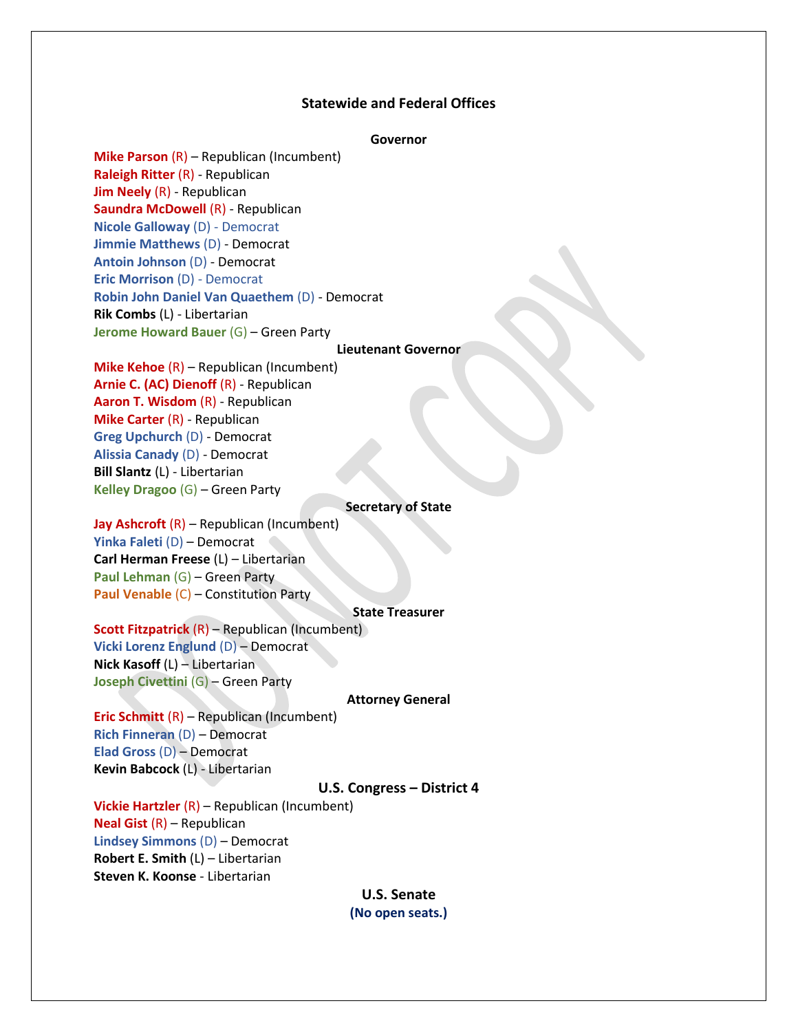## Statewide and Federal Offices

### Governor

**Mike Parson** (R) – Republican (Incumbent)
**Raleigh Ritter** (R) - Republican
**Jim Neely** (R) - Republican
**Saundra McDowell** (R) - Republican
**Nicole Galloway** (D) - Democrat
**Jimmie Matthews** (D) - Democrat
**Antoin Johnson** (D) - Democrat
**Eric Morrison** (D) - Democrat
**Robin John Daniel Van Quaethem** (D) - Democrat
**Rik Combs** (L) - Libertarian
**Jerome Howard Bauer** (G) – Green Party

### Lieutenant Governor

**Mike Kehoe** (R) – Republican (Incumbent)
**Arnie C. (AC) Dienoff** (R) - Republican
**Aaron T. Wisdom** (R) - Republican
**Mike Carter** (R) - Republican
**Greg Upchurch** (D) - Democrat
**Alissia Canady** (D) - Democrat
**Bill Slantz** (L) - Libertarian
**Kelley Dragoo** (G) – Green Party

### Secretary of State

**Jay Ashcroft** (R) – Republican (Incumbent)
**Yinka Faleti** (D) – Democrat
**Carl Herman Freese** (L) – Libertarian
**Paul Lehman** (G) – Green Party
**Paul Venable** (C) – Constitution Party

### State Treasurer

**Scott Fitzpatrick** (R) – Republican (Incumbent)
**Vicki Lorenz Englund** (D) – Democrat
**Nick Kasoff** (L) – Libertarian
**Joseph Civettini** (G) – Green Party

### Attorney General

**Eric Schmitt** (R) – Republican (Incumbent)
**Rich Finneran** (D) – Democrat
**Elad Gross** (D) – Democrat
**Kevin Babcock** (L) - Libertarian

### U.S. Congress – District 4

**Vickie Hartzler** (R) – Republican (Incumbent)
**Neal Gist** (R) – Republican
**Lindsey Simmons** (D) – Democrat
**Robert E. Smith** (L) – Libertarian
**Steven K. Koonse** - Libertarian

### U.S. Senate

**(No open seats.)**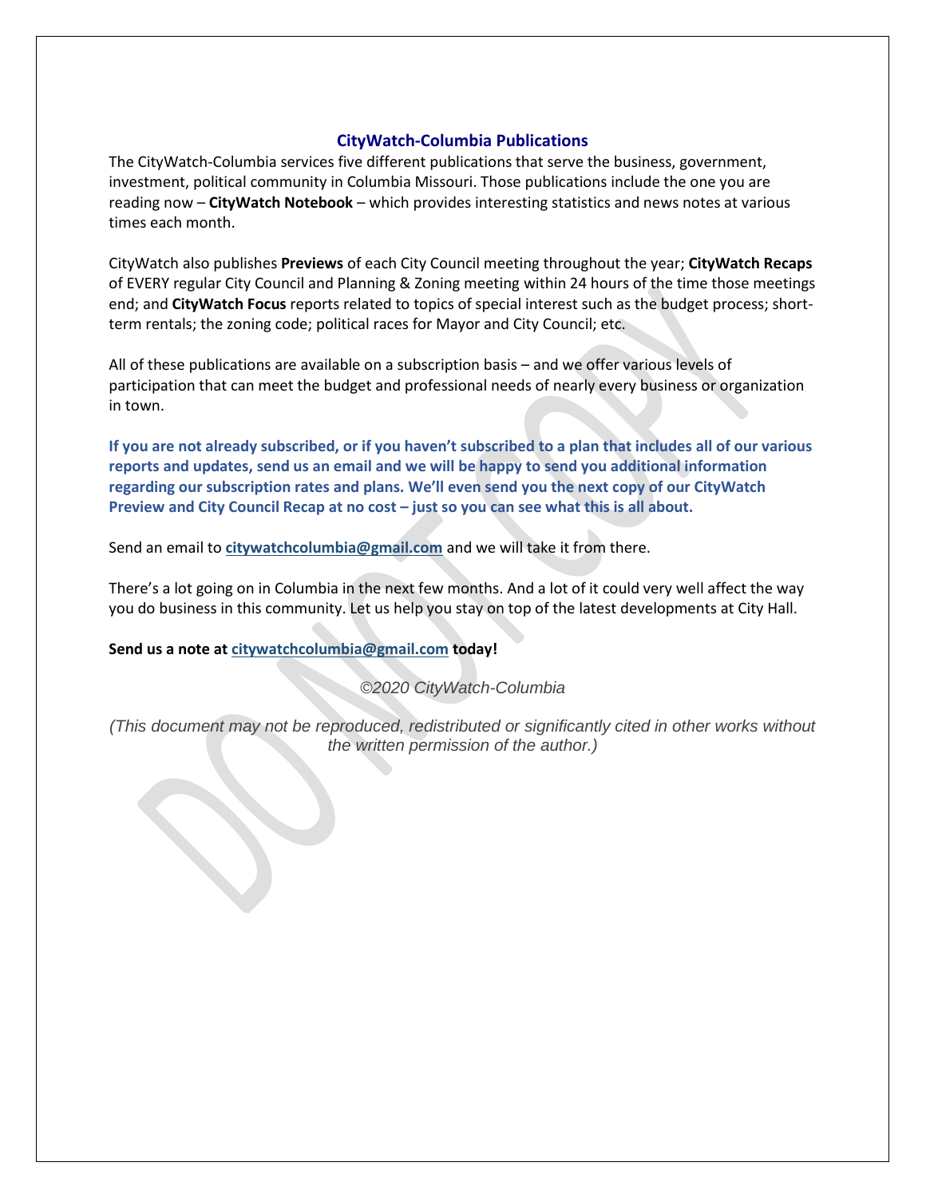## CityWatch-Columbia Publications

The CityWatch-Columbia services five different publications that serve the business, government, investment, political community in Columbia Missouri. Those publications include the one you are reading now – **CityWatch Notebook** – which provides interesting statistics and news notes at various times each month.

CityWatch also publishes **Previews** of each City Council meeting throughout the year; **CityWatch Recaps** of EVERY regular City Council and Planning & Zoning meeting within 24 hours of the time those meetings end; and **CityWatch Focus** reports related to topics of special interest such as the budget process; short-term rentals; the zoning code; political races for Mayor and City Council; etc.

All of these publications are available on a subscription basis – and we offer various levels of participation that can meet the budget and professional needs of nearly every business or organization in town.

**If you are not already subscribed, or if you haven't subscribed to a plan that includes all of our various reports and updates, send us an email and we will be happy to send you additional information regarding our subscription rates and plans. We'll even send you the next copy of our CityWatch Preview and City Council Recap at no cost – just so you can see what this is all about.**

Send an email to citywatchcolumbia@gmail.com and we will take it from there.

There's a lot going on in Columbia in the next few months. And a lot of it could very well affect the way you do business in this community. Let us help you stay on top of the latest developments at City Hall.

**Send us a note at citywatchcolumbia@gmail.com today!**

*©2020 CityWatch-Columbia*

*(This document may not be reproduced, redistributed or significantly cited in other works without the written permission of the author.)*